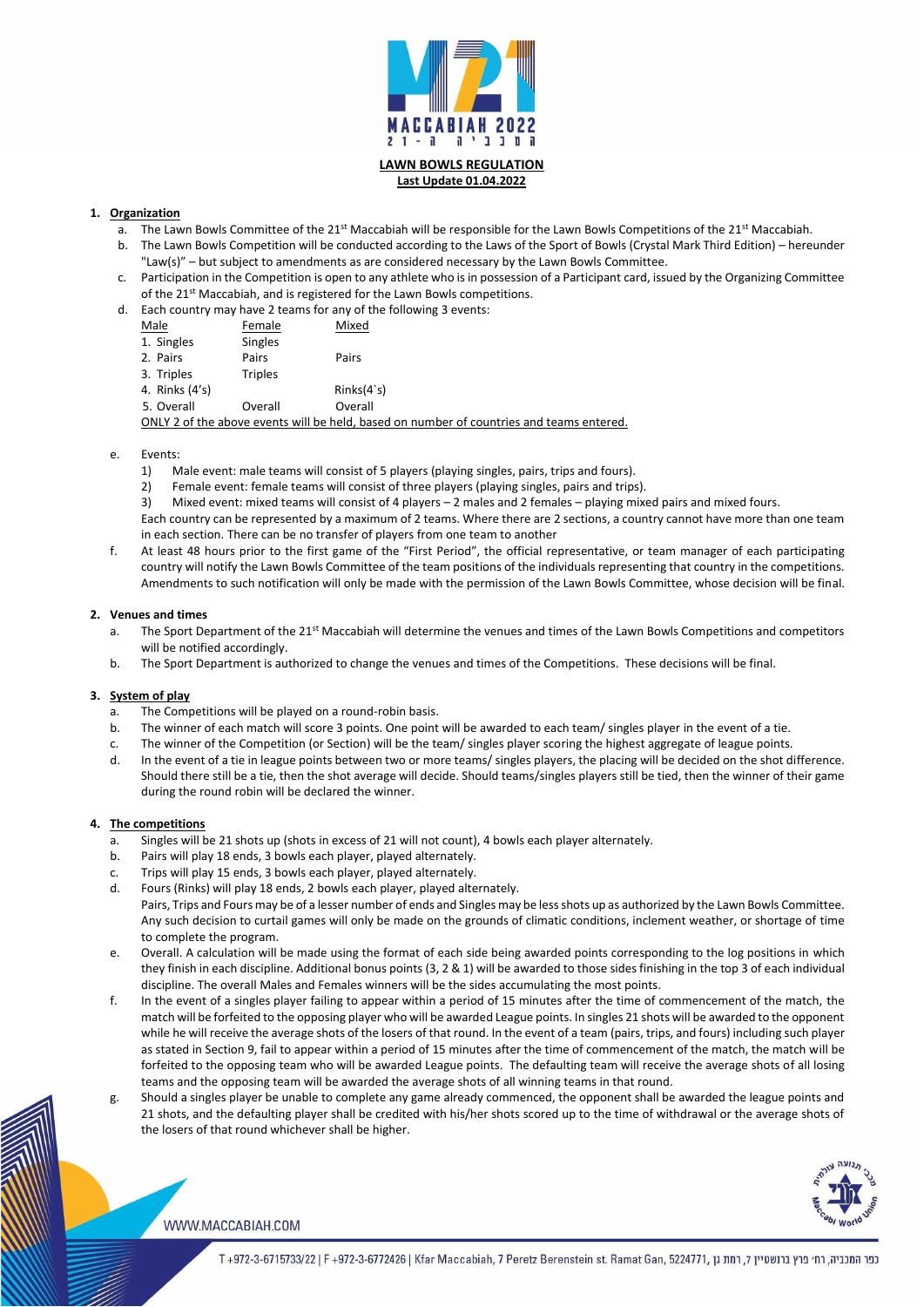# LAWN BOWLS REGULATION

**Last Update 01.04.2022**

## 1. Organization

a. The Lawn Bowls Committee of the 21st Maccabiah will be responsible for the Lawn Bowls Competitions of the 21st Maccabiah.

b. The Lawn Bowls Competition will be conducted according to the Laws of the Sport of Bowls (Crystal Mark Third Edition) – hereunder "Law(s)" – but subject to amendments as are considered necessary by the Lawn Bowls Committee.

c. Participation in the Competition is open to any athlete who is in possession of a Participant card, issued by the Organizing Committee of the 21st Maccabiah, and is registered for the Lawn Bowls competitions.

d. Each country may have 2 teams for any of the following 3 events:

| Male | Female | Mixed |
|---|---|---|
| 1. Singles | Singles | |
| 2. Pairs | Pairs | Pairs |
| 3. Triples | Triples | |
| 4. Rinks (4's) | | Rinks(4`s) |
| 5. Overall | Overall | Overall |

ONLY 2 of the above events will be held, based on number of countries and teams entered.

e. Events:

1) Male event: male teams will consist of 5 players (playing singles, pairs, trips and fours).
2) Female event: female teams will consist of three players (playing singles, pairs and trips).
3) Mixed event: mixed teams will consist of 4 players – 2 males and 2 females – playing mixed pairs and mixed fours.

Each country can be represented by a maximum of 2 teams. Where there are 2 sections, a country cannot have more than one team in each section. There can be no transfer of players from one team to another

f. At least 48 hours prior to the first game of the "First Period", the official representative, or team manager of each participating country will notify the Lawn Bowls Committee of the team positions of the individuals representing that country in the competitions. Amendments to such notification will only be made with the permission of the Lawn Bowls Committee, whose decision will be final.

## 2. Venues and times

a. The Sport Department of the 21st Maccabiah will determine the venues and times of the Lawn Bowls Competitions and competitors will be notified accordingly.

b. The Sport Department is authorized to change the venues and times of the Competitions. These decisions will be final.

## 3. System of play

a. The Competitions will be played on a round-robin basis.

b. The winner of each match will score 3 points. One point will be awarded to each team/ singles player in the event of a tie.

c. The winner of the Competition (or Section) will be the team/ singles player scoring the highest aggregate of league points.

d. In the event of a tie in league points between two or more teams/ singles players, the placing will be decided on the shot difference. Should there still be a tie, then the shot average will decide. Should teams/singles players still be tied, then the winner of their game during the round robin will be declared the winner.

## 4. The competitions

a. Singles will be 21 shots up (shots in excess of 21 will not count), 4 bowls each player alternately.

b. Pairs will play 18 ends, 3 bowls each player, played alternately.

c. Trips will play 15 ends, 3 bowls each player, played alternately.

d. Fours (Rinks) will play 18 ends, 2 bowls each player, played alternately.
Pairs, Trips and Fours may be of a lesser number of ends and Singles may be less shots up as authorized by the Lawn Bowls Committee. Any such decision to curtail games will only be made on the grounds of climatic conditions, inclement weather, or shortage of time to complete the program.

e. Overall. A calculation will be made using the format of each side being awarded points corresponding to the log positions in which they finish in each discipline. Additional bonus points (3, 2 & 1) will be awarded to those sides finishing in the top 3 of each individual discipline. The overall Males and Females winners will be the sides accumulating the most points.

f. In the event of a singles player failing to appear within a period of 15 minutes after the time of commencement of the match, the match will be forfeited to the opposing player who will be awarded League points. In singles 21 shots will be awarded to the opponent while he will receive the average shots of the losers of that round. In the event of a team (pairs, trips, and fours) including such player as stated in Section 9, fail to appear within a period of 15 minutes after the time of commencement of the match, the match will be forfeited to the opposing team who will be awarded League points. The defaulting team will receive the average shots of all losing teams and the opposing team will be awarded the average shots of all winning teams in that round.

g. Should a singles player be unable to complete any game already commenced, the opponent shall be awarded the league points and 21 shots, and the defaulting player shall be credited with his/her shots scored up to the time of withdrawal or the average shots of the losers of that round whichever shall be higher.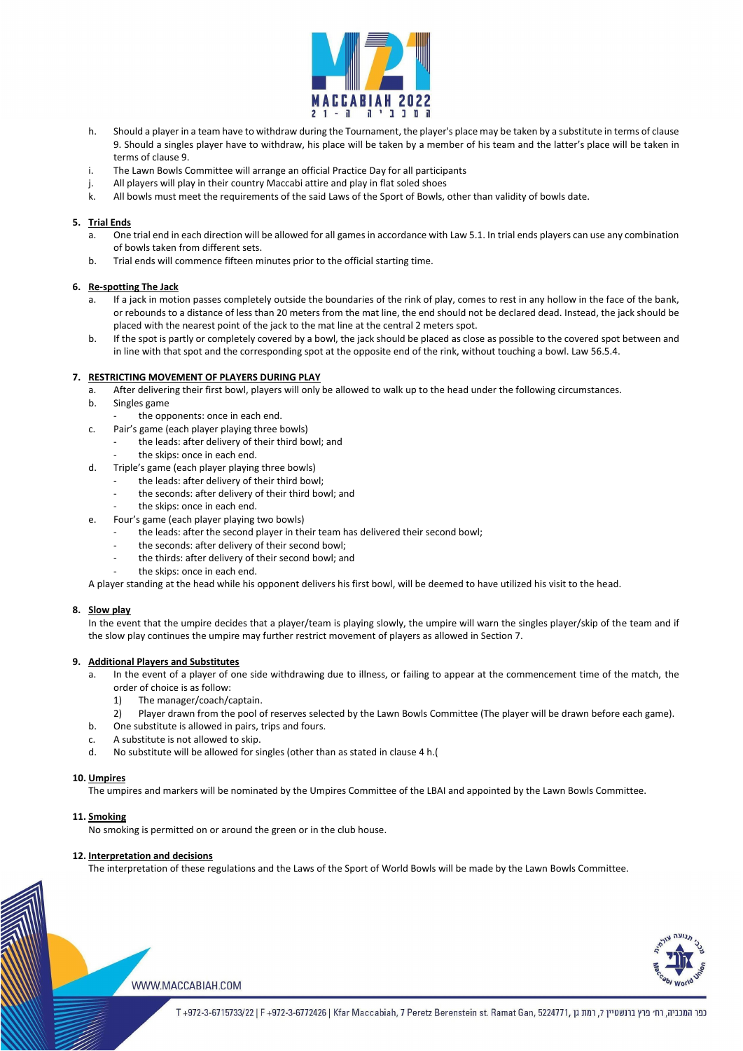h. Should a player in a team have to withdraw during the Tournament, the player's place may be taken by a substitute in terms of clause 9. Should a singles player have to withdraw, his place will be taken by a member of his team and the latter's place will be taken in terms of clause 9.

i. The Lawn Bowls Committee will arrange an official Practice Day for all participants

j. All players will play in their country Maccabi attire and play in flat soled shoes

k. All bowls must meet the requirements of the said Laws of the Sport of Bowls, other than validity of bowls date.

**5. Trial Ends**

a. One trial end in each direction will be allowed for all games in accordance with Law 5.1. In trial ends players can use any combination of bowls taken from different sets.

b. Trial ends will commence fifteen minutes prior to the official starting time.

**6. Re-spotting The Jack**

a. If a jack in motion passes completely outside the boundaries of the rink of play, comes to rest in any hollow in the face of the bank, or rebounds to a distance of less than 20 meters from the mat line, the end should not be declared dead. Instead, the jack should be placed with the nearest point of the jack to the mat line at the central 2 meters spot.

b. If the spot is partly or completely covered by a bowl, the jack should be placed as close as possible to the covered spot between and in line with that spot and the corresponding spot at the opposite end of the rink, without touching a bowl. Law 56.5.4.

**7. RESTRICTING MOVEMENT OF PLAYERS DURING PLAY**

a. After delivering their first bowl, players will only be allowed to walk up to the head under the following circumstances.

b. Singles game
   - the opponents: once in each end.

c. Pair's game (each player playing three bowls)
   - the leads: after delivery of their third bowl; and
   - the skips: once in each end.

d. Triple's game (each player playing three bowls)
   - the leads: after delivery of their third bowl;
   - the seconds: after delivery of their third bowl; and
   - the skips: once in each end.

e. Four's game (each player playing two bowls)
   - the leads: after the second player in their team has delivered their second bowl;
   - the seconds: after delivery of their second bowl;
   - the thirds: after delivery of their second bowl; and
   - the skips: once in each end.

A player standing at the head while his opponent delivers his first bowl, will be deemed to have utilized his visit to the head.

**8. Slow play**

In the event that the umpire decides that a player/team is playing slowly, the umpire will warn the singles player/skip of the team and if the slow play continues the umpire may further restrict movement of players as allowed in Section 7.

**9. Additional Players and Substitutes**

a. In the event of a player of one side withdrawing due to illness, or failing to appear at the commencement time of the match, the order of choice is as follow:
   1) The manager/coach/captain.
   2) Player drawn from the pool of reserves selected by the Lawn Bowls Committee (The player will be drawn before each game).

b. One substitute is allowed in pairs, trips and fours.

c. A substitute is not allowed to skip.

d. No substitute will be allowed for singles (other than as stated in clause 4 h.(

**10. Umpires**

The umpires and markers will be nominated by the Umpires Committee of the LBAI and appointed by the Lawn Bowls Committee.

**11. Smoking**

No smoking is permitted on or around the green or in the club house.

**12. Interpretation and decisions**

The interpretation of these regulations and the Laws of the Sport of World Bowls will be made by the Lawn Bowls Committee.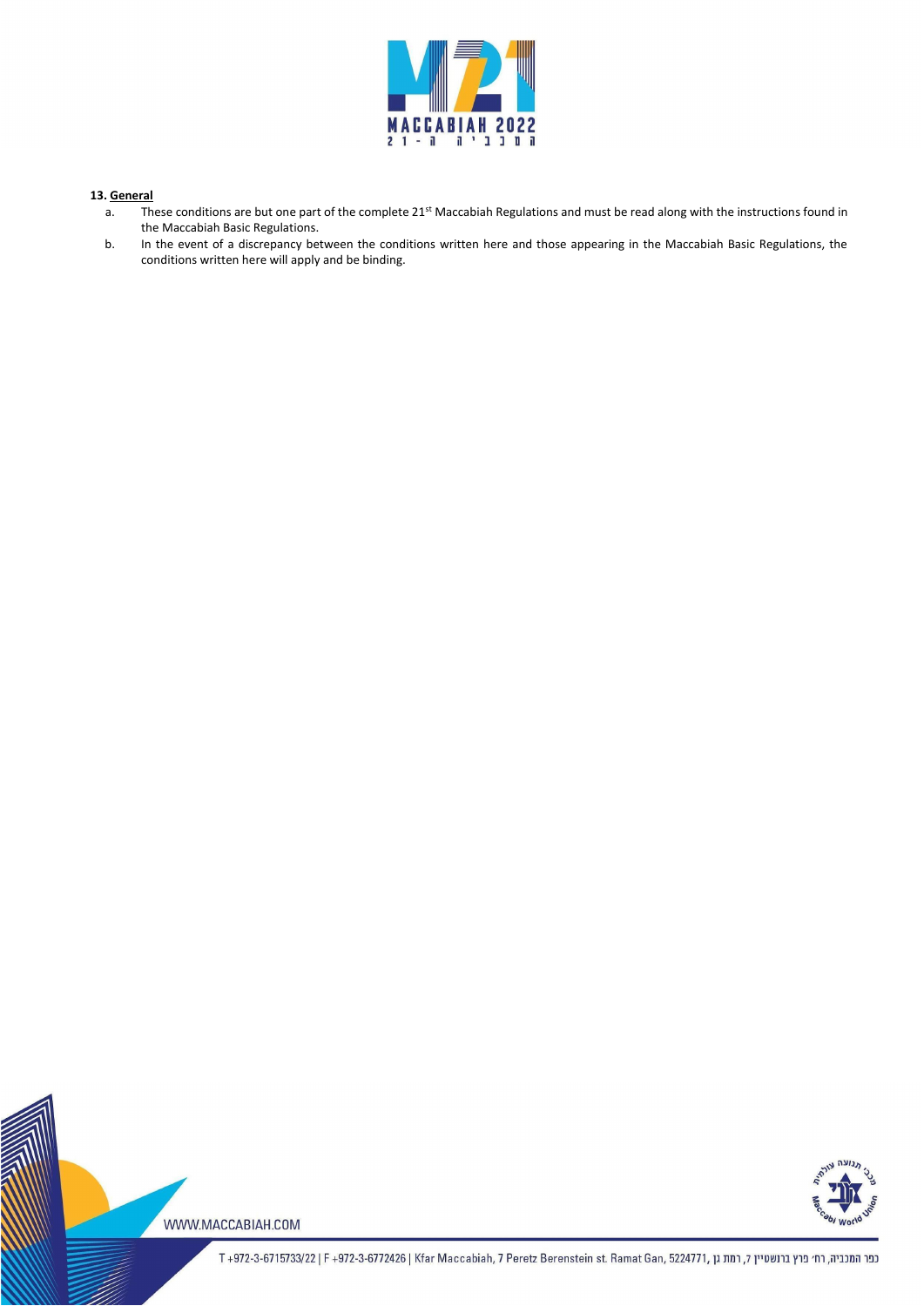**13. General**

a. These conditions are but one part of the complete 21st Maccabiah Regulations and must be read along with the instructions found in the Maccabiah Basic Regulations.

b. In the event of a discrepancy between the conditions written here and those appearing in the Maccabiah Basic Regulations, the conditions written here will apply and be binding.